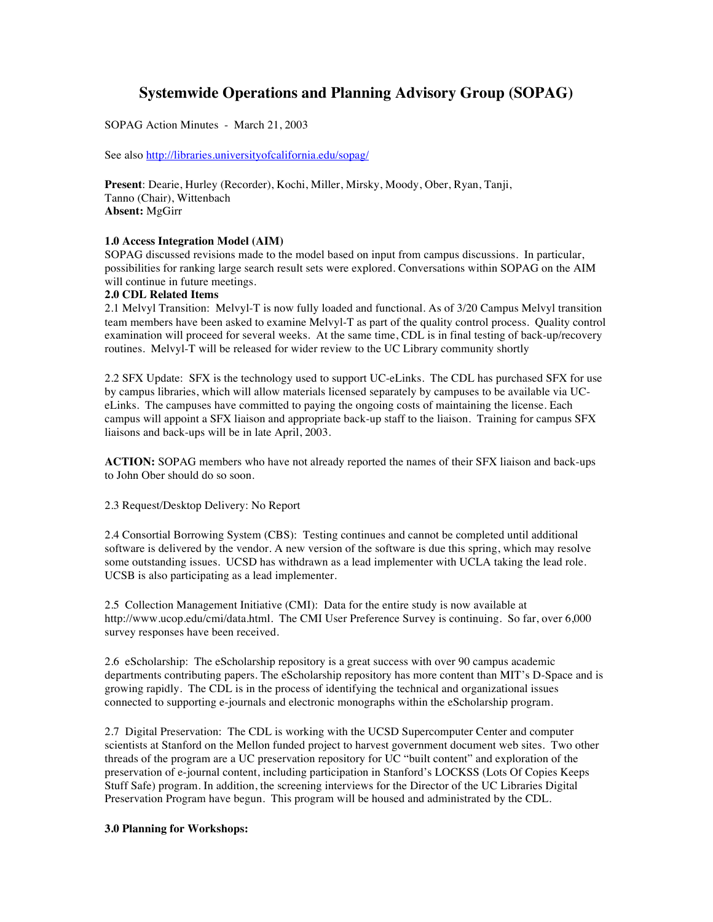# Systemwide Operations and Planning Advisory Group (SOPAG)

SOPAG Action Minutes - March 21, 2003

See also http://libraries.universityofcalifornia.edu/sopag/

**Present**: Dearie, Hurley (Recorder), Kochi, Miller, Mirsky, Moody, Ober, Ryan, Tanji, Tanno (Chair), Wittenbach
**Absent:** MgGirr

**1.0 Access Integration Model (AIM)**

SOPAG discussed revisions made to the model based on input from campus discussions. In particular, possibilities for ranking large search result sets were explored. Conversations within SOPAG on the AIM will continue in future meetings.

**2.0 CDL Related Items**

2.1 Melvyl Transition: Melvyl-T is now fully loaded and functional. As of 3/20 Campus Melvyl transition team members have been asked to examine Melvyl-T as part of the quality control process. Quality control examination will proceed for several weeks. At the same time, CDL is in final testing of back-up/recovery routines. Melvyl-T will be released for wider review to the UC Library community shortly

2.2 SFX Update: SFX is the technology used to support UC-eLinks. The CDL has purchased SFX for use by campus libraries, which will allow materials licensed separately by campuses to be available via UC-eLinks. The campuses have committed to paying the ongoing costs of maintaining the license. Each campus will appoint a SFX liaison and appropriate back-up staff to the liaison. Training for campus SFX liaisons and back-ups will be in late April, 2003.

**ACTION:** SOPAG members who have not already reported the names of their SFX liaison and back-ups to John Ober should do so soon.

2.3 Request/Desktop Delivery: No Report

2.4 Consortial Borrowing System (CBS): Testing continues and cannot be completed until additional software is delivered by the vendor. A new version of the software is due this spring, which may resolve some outstanding issues. UCSD has withdrawn as a lead implementer with UCLA taking the lead role. UCSB is also participating as a lead implementer.

2.5 Collection Management Initiative (CMI): Data for the entire study is now available at http://www.ucop.edu/cmi/data.html. The CMI User Preference Survey is continuing. So far, over 6,000 survey responses have been received.

2.6 eScholarship: The eScholarship repository is a great success with over 90 campus academic departments contributing papers. The eScholarship repository has more content than MIT's D-Space and is growing rapidly. The CDL is in the process of identifying the technical and organizational issues connected to supporting e-journals and electronic monographs within the eScholarship program.

2.7 Digital Preservation: The CDL is working with the UCSD Supercomputer Center and computer scientists at Stanford on the Mellon funded project to harvest government document web sites. Two other threads of the program are a UC preservation repository for UC "built content" and exploration of the preservation of e-journal content, including participation in Stanford's LOCKSS (Lots Of Copies Keeps Stuff Safe) program. In addition, the screening interviews for the Director of the UC Libraries Digital Preservation Program have begun. This program will be housed and administrated by the CDL.

**3.0 Planning for Workshops:**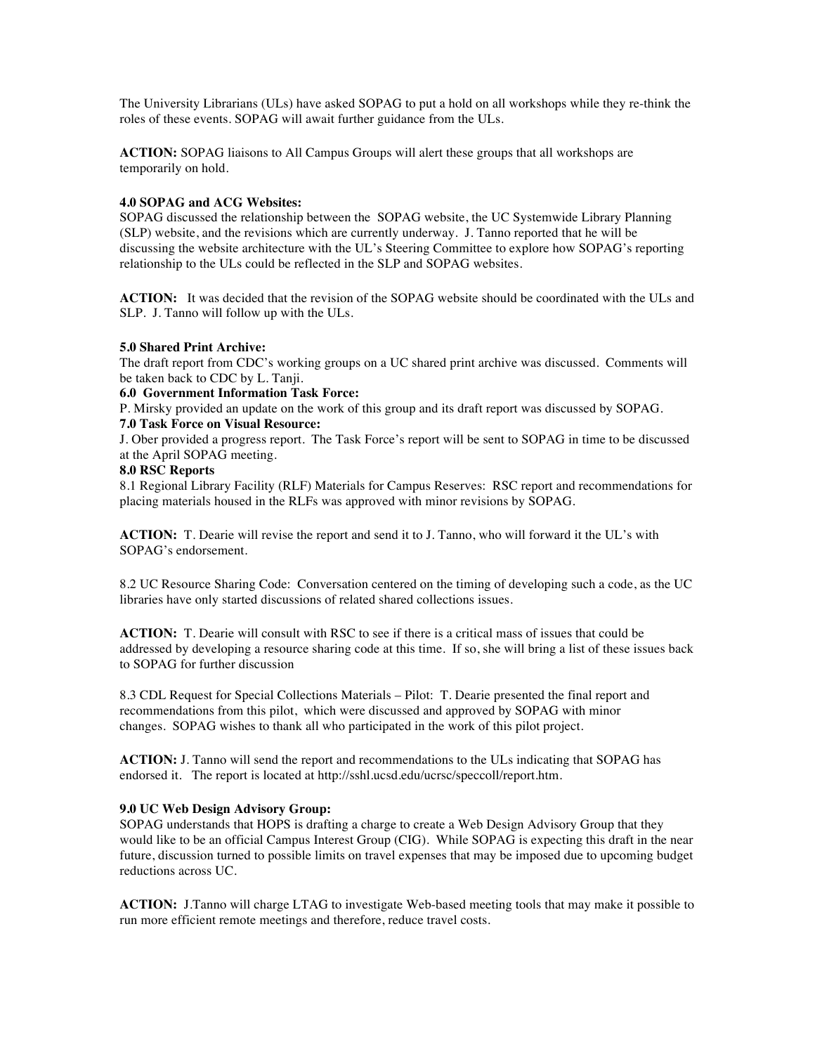The University Librarians (ULs) have asked SOPAG to put a hold on all workshops while they re-think the roles of these events. SOPAG will await further guidance from the ULs.

**ACTION:** SOPAG liaisons to All Campus Groups will alert these groups that all workshops are temporarily on hold.

**4.0 SOPAG and ACG Websites:**
SOPAG discussed the relationship between the SOPAG website, the UC Systemwide Library Planning (SLP) website, and the revisions which are currently underway. J. Tanno reported that he will be discussing the website architecture with the UL's Steering Committee to explore how SOPAG's reporting relationship to the ULs could be reflected in the SLP and SOPAG websites.

**ACTION:** It was decided that the revision of the SOPAG website should be coordinated with the ULs and SLP. J. Tanno will follow up with the ULs.

**5.0 Shared Print Archive:**
The draft report from CDC's working groups on a UC shared print archive was discussed. Comments will be taken back to CDC by L. Tanji.

**6.0 Government Information Task Force:**
P. Mirsky provided an update on the work of this group and its draft report was discussed by SOPAG.

**7.0 Task Force on Visual Resource:**
J. Ober provided a progress report. The Task Force's report will be sent to SOPAG in time to be discussed at the April SOPAG meeting.

**8.0 RSC Reports**
8.1 Regional Library Facility (RLF) Materials for Campus Reserves: RSC report and recommendations for placing materials housed in the RLFs was approved with minor revisions by SOPAG.

**ACTION:** T. Dearie will revise the report and send it to J. Tanno, who will forward it the UL's with SOPAG's endorsement.

8.2 UC Resource Sharing Code: Conversation centered on the timing of developing such a code, as the UC libraries have only started discussions of related shared collections issues.

**ACTION:** T. Dearie will consult with RSC to see if there is a critical mass of issues that could be addressed by developing a resource sharing code at this time. If so, she will bring a list of these issues back to SOPAG for further discussion

8.3 CDL Request for Special Collections Materials – Pilot: T. Dearie presented the final report and recommendations from this pilot, which were discussed and approved by SOPAG with minor changes. SOPAG wishes to thank all who participated in the work of this pilot project.

**ACTION:** J. Tanno will send the report and recommendations to the ULs indicating that SOPAG has endorsed it. The report is located at http://sshl.ucsd.edu/ucrsc/speccoll/report.htm.

**9.0 UC Web Design Advisory Group:**
SOPAG understands that HOPS is drafting a charge to create a Web Design Advisory Group that they would like to be an official Campus Interest Group (CIG). While SOPAG is expecting this draft in the near future, discussion turned to possible limits on travel expenses that may be imposed due to upcoming budget reductions across UC.

**ACTION:** J.Tanno will charge LTAG to investigate Web-based meeting tools that may make it possible to run more efficient remote meetings and therefore, reduce travel costs.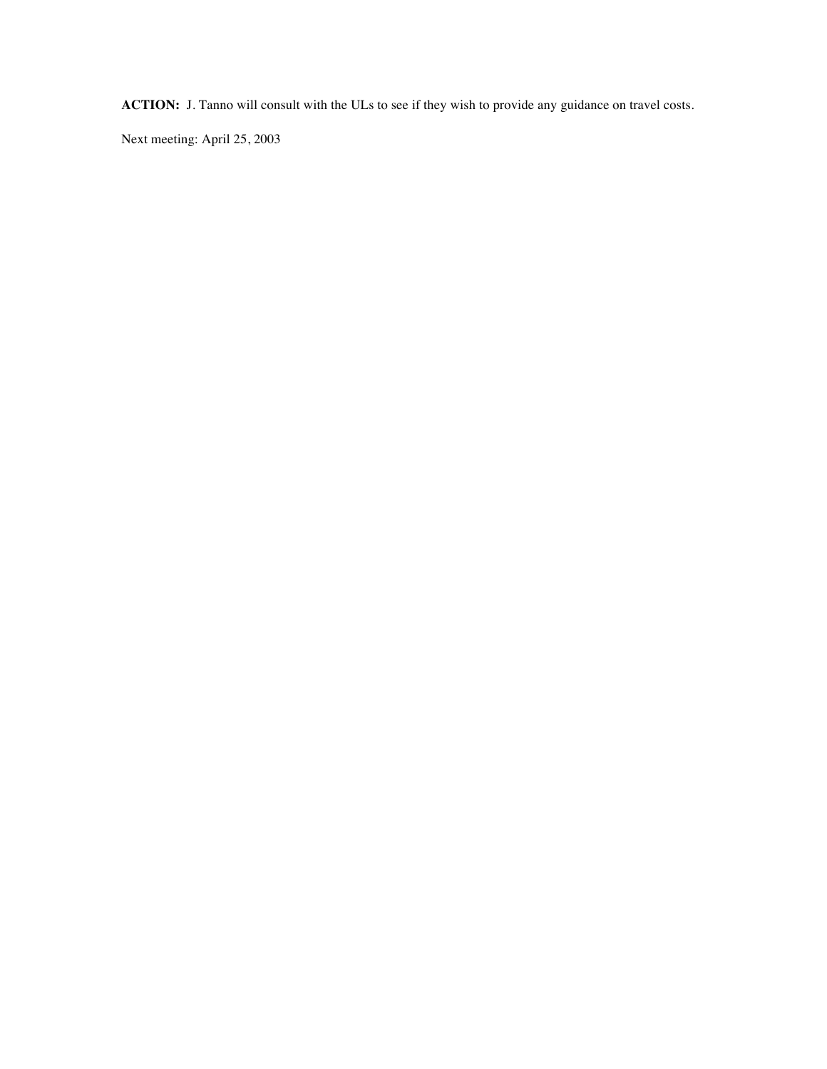**ACTION:** J. Tanno will consult with the ULs to see if they wish to provide any guidance on travel costs.

Next meeting: April 25, 2003